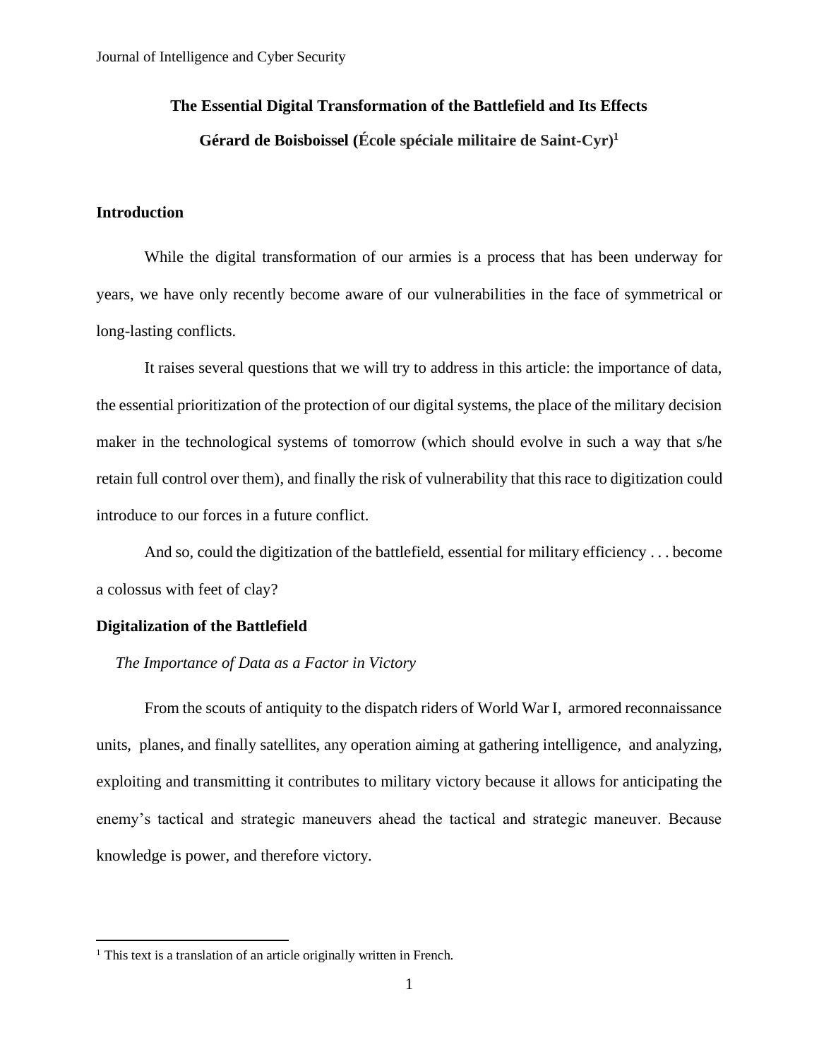# The Essential Digital Transformation of the Battlefield and Its Effects

**Gérard de Boisboissel (École spéciale militaire de Saint-Cyr)[1]**

## Introduction

While the digital transformation of our armies is a process that has been underway for years, we have only recently become aware of our vulnerabilities in the face of symmetrical or long-lasting conflicts.

It raises several questions that we will try to address in this article: the importance of data, the essential prioritization of the protection of our digital systems, the place of the military decision maker in the technological systems of tomorrow (which should evolve in such a way that s/he retain full control over them), and finally the risk of vulnerability that this race to digitization could introduce to our forces in a future conflict.

And so, could the digitization of the battlefield, essential for military efficiency . . . become a colossus with feet of clay?

## Digitalization of the Battlefield

### *The Importance of Data as a Factor in Victory*

From the scouts of antiquity to the dispatch riders of World War I, armored reconnaissance units, planes, and finally satellites, any operation aiming at gathering intelligence, and analyzing, exploiting and transmitting it contributes to military victory because it allows for anticipating the enemy's tactical and strategic maneuvers ahead the tactical and strategic maneuver. Because knowledge is power, and therefore victory.

---

[1] This text is a translation of an article originally written in French.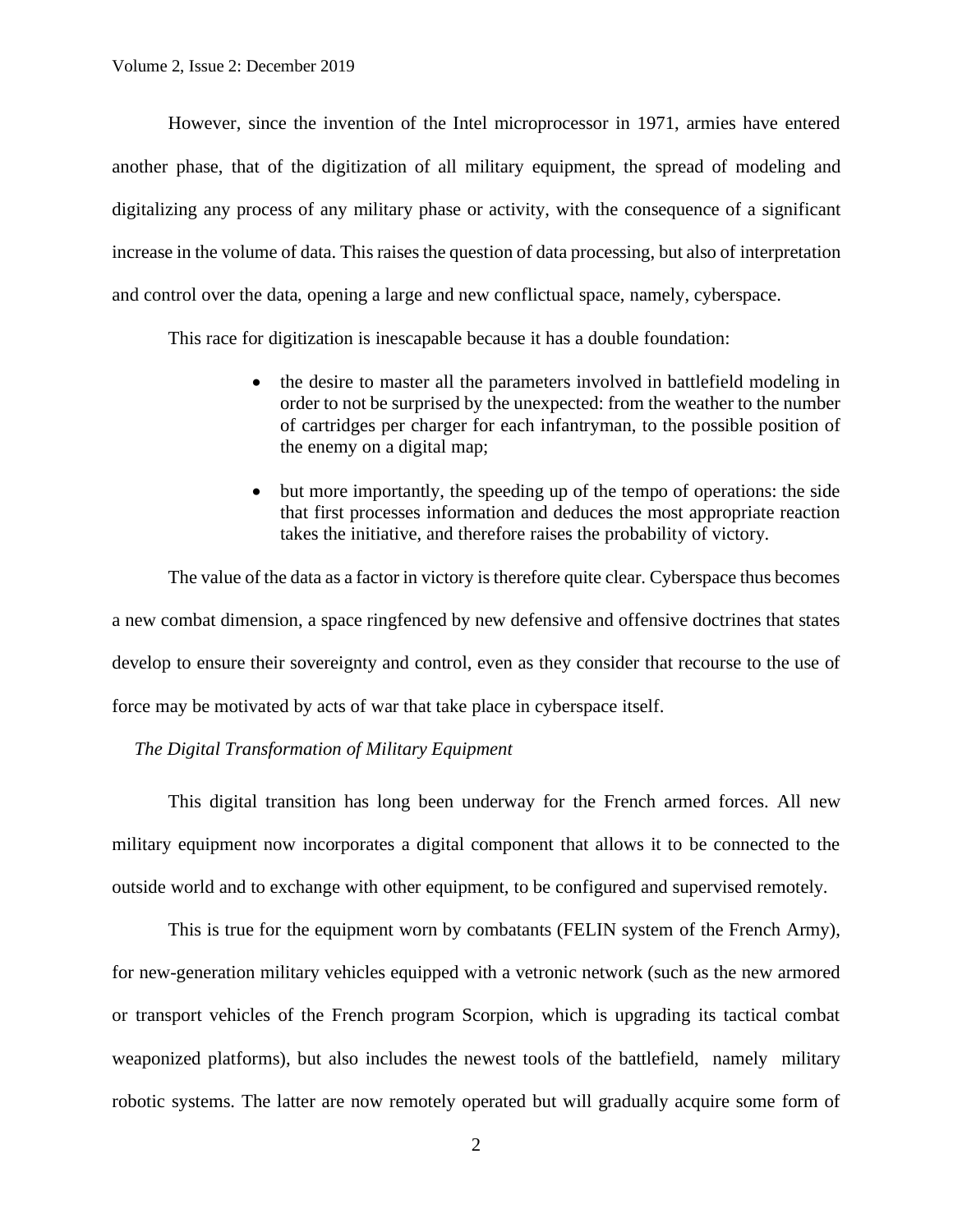However, since the invention of the Intel microprocessor in 1971, armies have entered another phase, that of the digitization of all military equipment, the spread of modeling and digitalizing any process of any military phase or activity, with the consequence of a significant increase in the volume of data. This raises the question of data processing, but also of interpretation and control over the data, opening a large and new conflictual space, namely, cyberspace.

This race for digitization is inescapable because it has a double foundation:

- the desire to master all the parameters involved in battlefield modeling in order to not be surprised by the unexpected: from the weather to the number of cartridges per charger for each infantryman, to the possible position of the enemy on a digital map;
- but more importantly, the speeding up of the tempo of operations: the side that first processes information and deduces the most appropriate reaction takes the initiative, and therefore raises the probability of victory.

The value of the data as a factor in victory is therefore quite clear. Cyberspace thus becomes a new combat dimension, a space ringfenced by new defensive and offensive doctrines that states develop to ensure their sovereignty and control, even as they consider that recourse to the use of force may be motivated by acts of war that take place in cyberspace itself.

### *The Digital Transformation of Military Equipment*

This digital transition has long been underway for the French armed forces. All new military equipment now incorporates a digital component that allows it to be connected to the outside world and to exchange with other equipment, to be configured and supervised remotely.

This is true for the equipment worn by combatants (FELIN system of the French Army), for new-generation military vehicles equipped with a vetronic network (such as the new armored or transport vehicles of the French program Scorpion, which is upgrading its tactical combat weaponized platforms), but also includes the newest tools of the battlefield, namely military robotic systems. The latter are now remotely operated but will gradually acquire some form of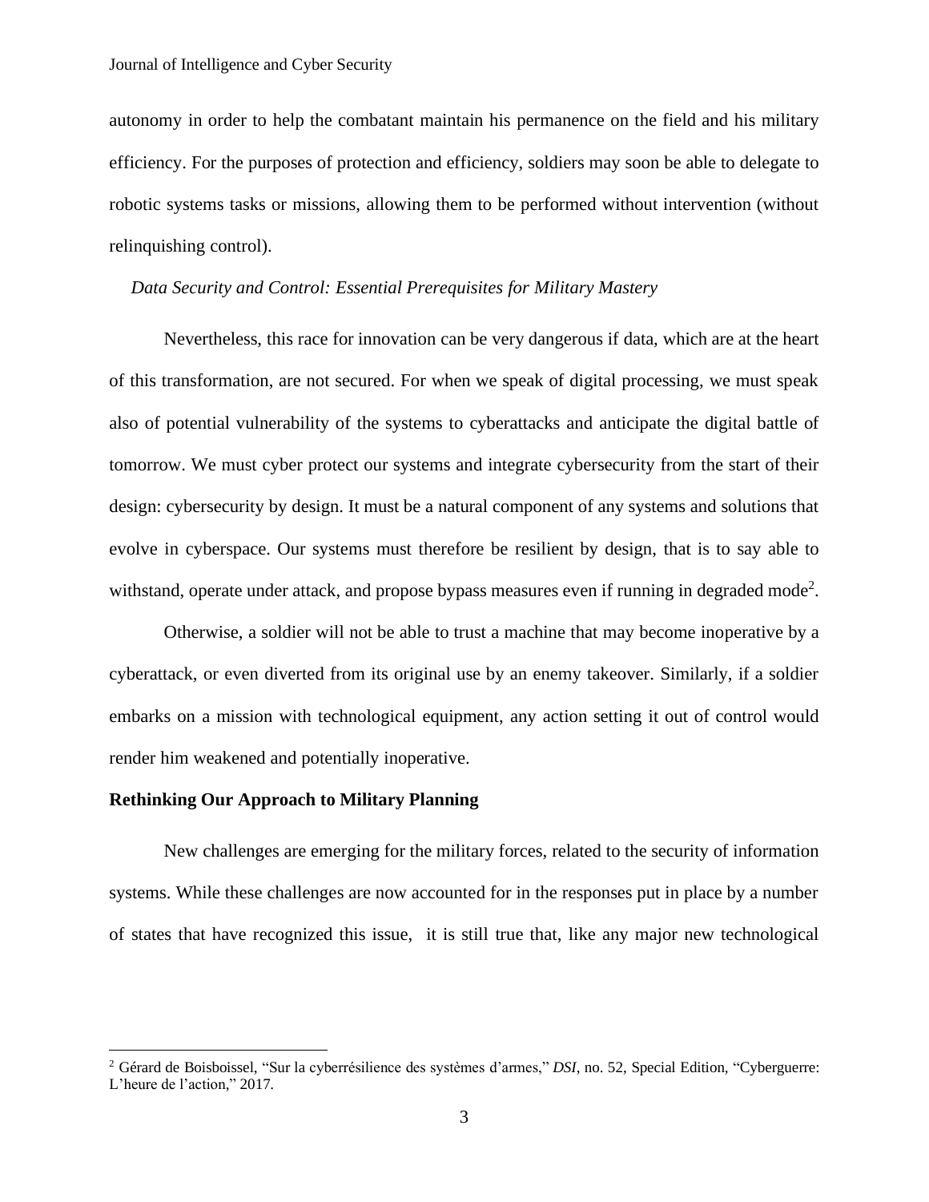autonomy in order to help the combatant maintain his permanence on the field and his military efficiency. For the purposes of protection and efficiency, soldiers may soon be able to delegate to robotic systems tasks or missions, allowing them to be performed without intervention (without relinquishing control).

### *Data Security and Control: Essential Prerequisites for Military Mastery*

Nevertheless, this race for innovation can be very dangerous if data, which are at the heart of this transformation, are not secured. For when we speak of digital processing, we must speak also of potential vulnerability of the systems to cyberattacks and anticipate the digital battle of tomorrow. We must cyber protect our systems and integrate cybersecurity from the start of their design: cybersecurity by design. It must be a natural component of any systems and solutions that evolve in cyberspace. Our systems must therefore be resilient by design, that is to say able to withstand, operate under attack, and propose bypass measures even if running in degraded mode[2].

Otherwise, a soldier will not be able to trust a machine that may become inoperative by a cyberattack, or even diverted from its original use by an enemy takeover. Similarly, if a soldier embarks on a mission with technological equipment, any action setting it out of control would render him weakened and potentially inoperative.

## Rethinking Our Approach to Military Planning

New challenges are emerging for the military forces, related to the security of information systems. While these challenges are now accounted for in the responses put in place by a number of states that have recognized this issue, it is still true that, like any major new technological

---

[2] Gérard de Boisboissel, "Sur la cyberrésilience des systèmes d'armes," *DSI*, no. 52, Special Edition, "Cyberguerre: L'heure de l'action," 2017.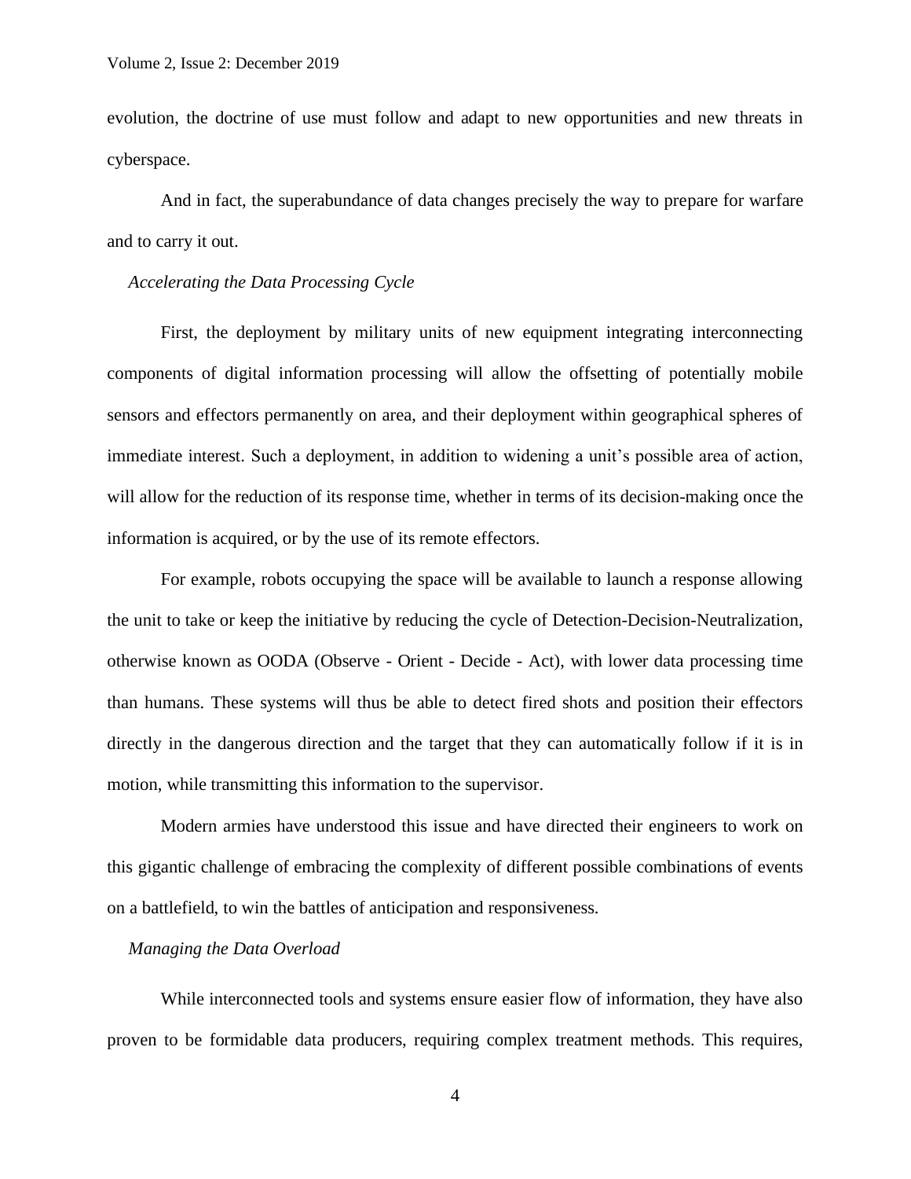evolution, the doctrine of use must follow and adapt to new opportunities and new threats in cyberspace.

And in fact, the superabundance of data changes precisely the way to prepare for warfare and to carry it out.

### *Accelerating the Data Processing Cycle*

First, the deployment by military units of new equipment integrating interconnecting components of digital information processing will allow the offsetting of potentially mobile sensors and effectors permanently on area, and their deployment within geographical spheres of immediate interest. Such a deployment, in addition to widening a unit's possible area of action, will allow for the reduction of its response time, whether in terms of its decision-making once the information is acquired, or by the use of its remote effectors.

For example, robots occupying the space will be available to launch a response allowing the unit to take or keep the initiative by reducing the cycle of Detection-Decision-Neutralization, otherwise known as OODA (Observe - Orient - Decide - Act), with lower data processing time than humans. These systems will thus be able to detect fired shots and position their effectors directly in the dangerous direction and the target that they can automatically follow if it is in motion, while transmitting this information to the supervisor.

Modern armies have understood this issue and have directed their engineers to work on this gigantic challenge of embracing the complexity of different possible combinations of events on a battlefield, to win the battles of anticipation and responsiveness.

### *Managing the Data Overload*

While interconnected tools and systems ensure easier flow of information, they have also proven to be formidable data producers, requiring complex treatment methods. This requires,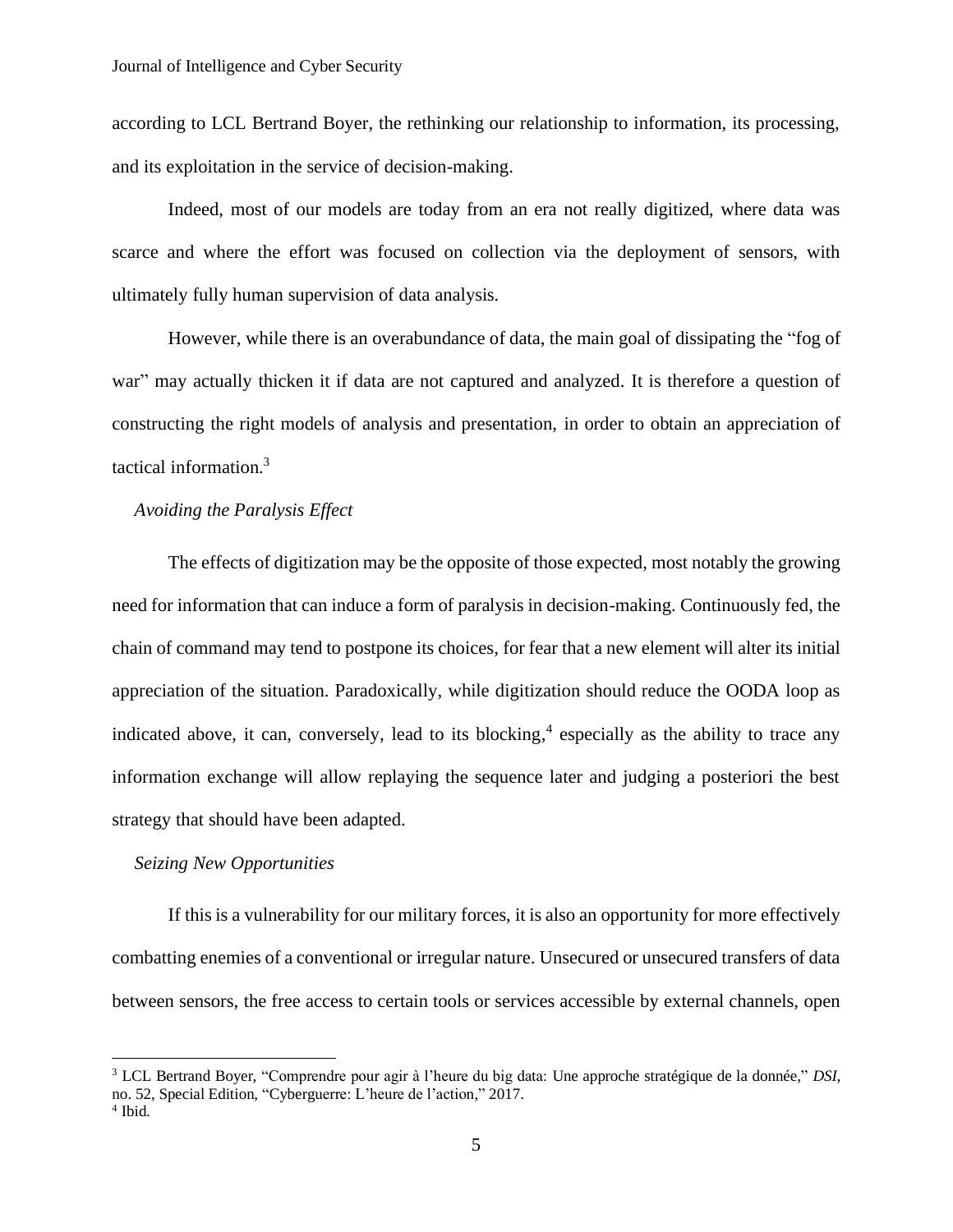according to LCL Bertrand Boyer, the rethinking our relationship to information, its processing, and its exploitation in the service of decision-making.

Indeed, most of our models are today from an era not really digitized, where data was scarce and where the effort was focused on collection via the deployment of sensors, with ultimately fully human supervision of data analysis.

However, while there is an overabundance of data, the main goal of dissipating the "fog of war" may actually thicken it if data are not captured and analyzed. It is therefore a question of constructing the right models of analysis and presentation, in order to obtain an appreciation of tactical information.[3]

### *Avoiding the Paralysis Effect*

The effects of digitization may be the opposite of those expected, most notably the growing need for information that can induce a form of paralysis in decision-making. Continuously fed, the chain of command may tend to postpone its choices, for fear that a new element will alter its initial appreciation of the situation. Paradoxically, while digitization should reduce the OODA loop as indicated above, it can, conversely, lead to its blocking,[4] especially as the ability to trace any information exchange will allow replaying the sequence later and judging a posteriori the best strategy that should have been adapted.

### *Seizing New Opportunities*

If this is a vulnerability for our military forces, it is also an opportunity for more effectively combatting enemies of a conventional or irregular nature. Unsecured or unsecured transfers of data between sensors, the free access to certain tools or services accessible by external channels, open

---

[3] LCL Bertrand Boyer, "Comprendre pour agir à l'heure du big data: Une approche stratégique de la donnée," *DSI*, no. 52, Special Edition, "Cyberguerre: L'heure de l'action," 2017.

[4] Ibid.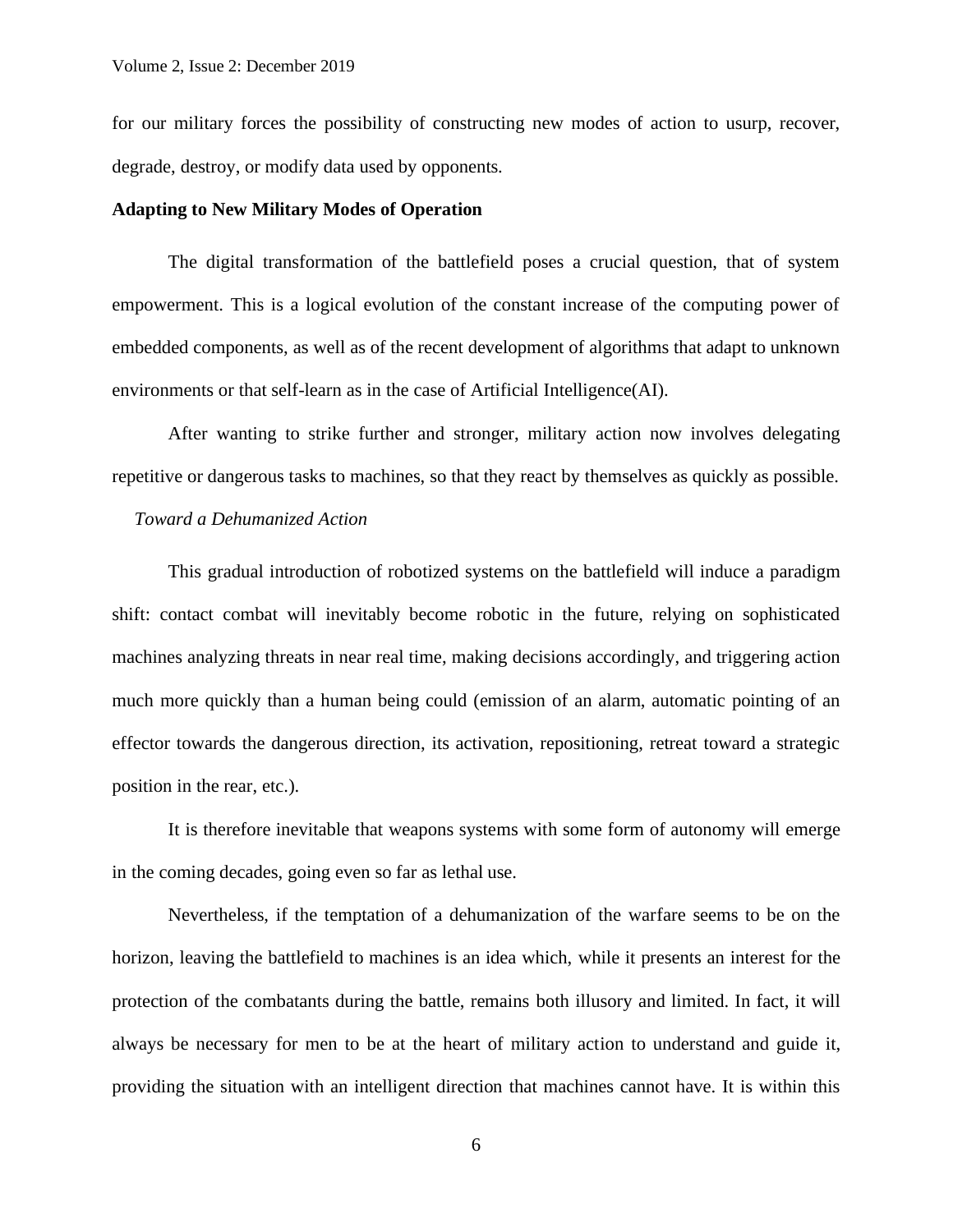for our military forces the possibility of constructing new modes of action to usurp, recover, degrade, destroy, or modify data used by opponents.

## Adapting to New Military Modes of Operation

The digital transformation of the battlefield poses a crucial question, that of system empowerment. This is a logical evolution of the constant increase of the computing power of embedded components, as well as of the recent development of algorithms that adapt to unknown environments or that self-learn as in the case of Artificial Intelligence(AI).

After wanting to strike further and stronger, military action now involves delegating repetitive or dangerous tasks to machines, so that they react by themselves as quickly as possible.

### *Toward a Dehumanized Action*

This gradual introduction of robotized systems on the battlefield will induce a paradigm shift: contact combat will inevitably become robotic in the future, relying on sophisticated machines analyzing threats in near real time, making decisions accordingly, and triggering action much more quickly than a human being could (emission of an alarm, automatic pointing of an effector towards the dangerous direction, its activation, repositioning, retreat toward a strategic position in the rear, etc.).

It is therefore inevitable that weapons systems with some form of autonomy will emerge in the coming decades, going even so far as lethal use.

Nevertheless, if the temptation of a dehumanization of the warfare seems to be on the horizon, leaving the battlefield to machines is an idea which, while it presents an interest for the protection of the combatants during the battle, remains both illusory and limited. In fact, it will always be necessary for men to be at the heart of military action to understand and guide it, providing the situation with an intelligent direction that machines cannot have. It is within this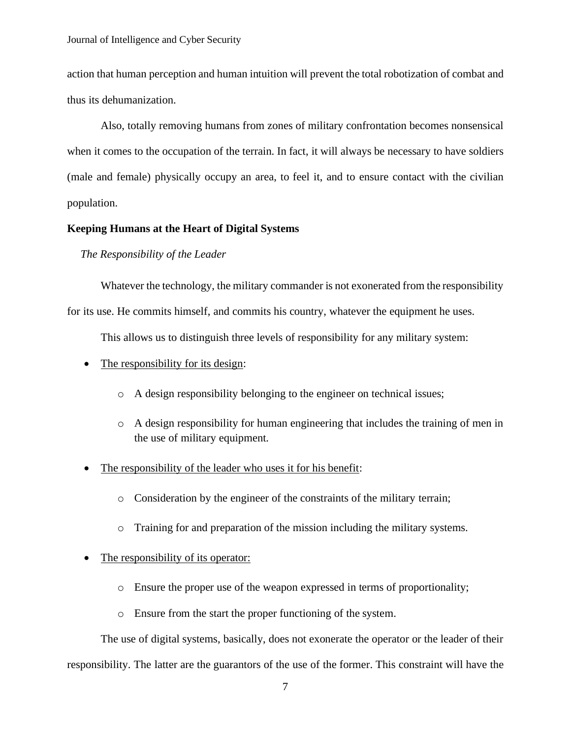action that human perception and human intuition will prevent the total robotization of combat and thus its dehumanization.

Also, totally removing humans from zones of military confrontation becomes nonsensical when it comes to the occupation of the terrain. In fact, it will always be necessary to have soldiers (male and female) physically occupy an area, to feel it, and to ensure contact with the civilian population.

## Keeping Humans at the Heart of Digital Systems

### *The Responsibility of the Leader*

Whatever the technology, the military commander is not exonerated from the responsibility for its use. He commits himself, and commits his country, whatever the equipment he uses.

This allows us to distinguish three levels of responsibility for any military system:

- <u>The responsibility for its design</u>:
  - A design responsibility belonging to the engineer on technical issues;
  - A design responsibility for human engineering that includes the training of men in the use of military equipment.
- <u>The responsibility of the leader who uses it for his benefit</u>:
  - Consideration by the engineer of the constraints of the military terrain;
  - Training for and preparation of the mission including the military systems.
- <u>The responsibility of its operator:</u>
  - Ensure the proper use of the weapon expressed in terms of proportionality;
  - Ensure from the start the proper functioning of the system.

The use of digital systems, basically, does not exonerate the operator or the leader of their responsibility. The latter are the guarantors of the use of the former. This constraint will have the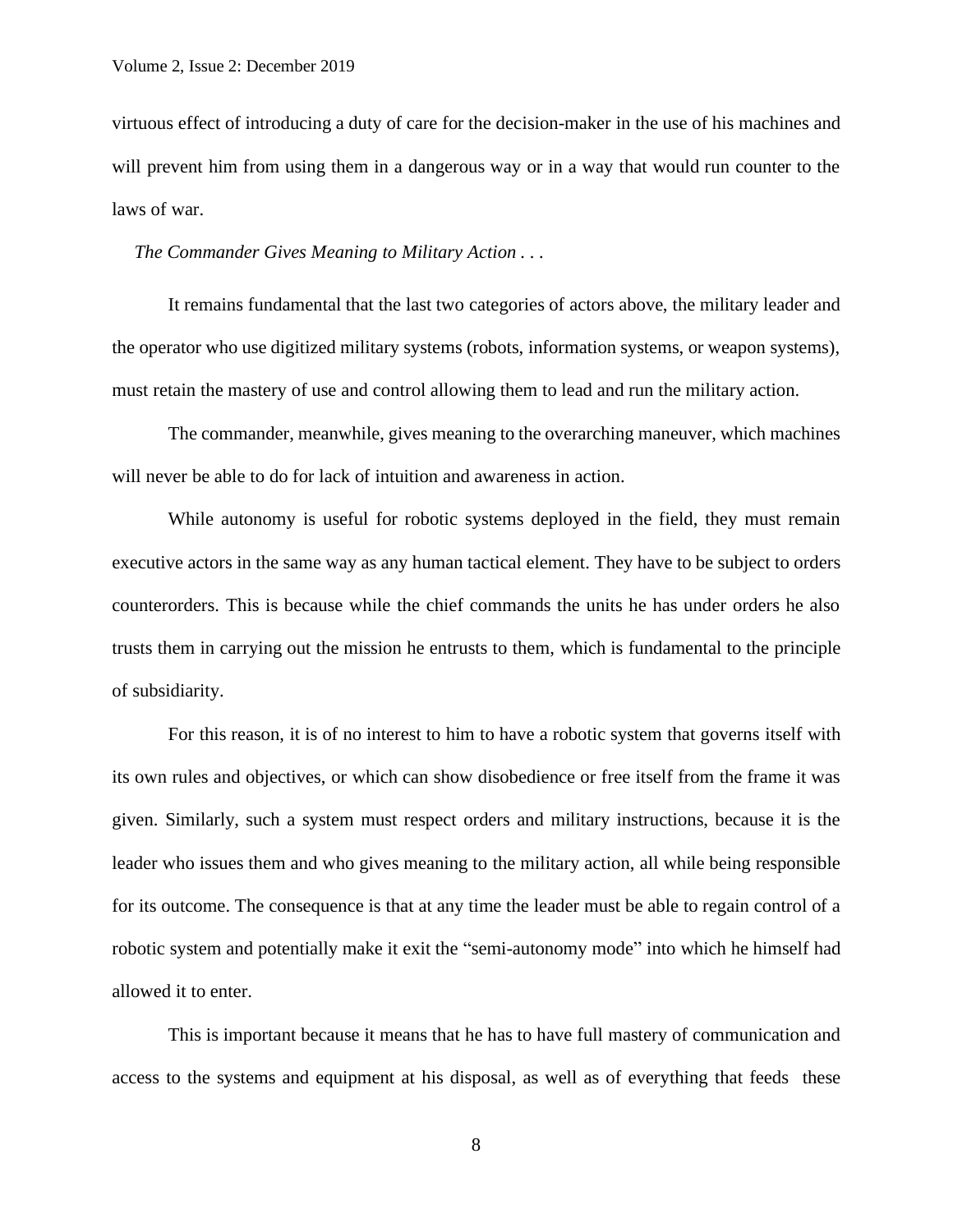virtuous effect of introducing a duty of care for the decision-maker in the use of his machines and will prevent him from using them in a dangerous way or in a way that would run counter to the laws of war.

*The Commander Gives Meaning to Military Action . . .*

It remains fundamental that the last two categories of actors above, the military leader and the operator who use digitized military systems (robots, information systems, or weapon systems), must retain the mastery of use and control allowing them to lead and run the military action.

The commander, meanwhile, gives meaning to the overarching maneuver, which machines will never be able to do for lack of intuition and awareness in action.

While autonomy is useful for robotic systems deployed in the field, they must remain executive actors in the same way as any human tactical element. They have to be subject to orders counterorders. This is because while the chief commands the units he has under orders he also trusts them in carrying out the mission he entrusts to them, which is fundamental to the principle of subsidiarity.

For this reason, it is of no interest to him to have a robotic system that governs itself with its own rules and objectives, or which can show disobedience or free itself from the frame it was given. Similarly, such a system must respect orders and military instructions, because it is the leader who issues them and who gives meaning to the military action, all while being responsible for its outcome. The consequence is that at any time the leader must be able to regain control of a robotic system and potentially make it exit the "semi-autonomy mode" into which he himself had allowed it to enter.

This is important because it means that he has to have full mastery of communication and access to the systems and equipment at his disposal, as well as of everything that feeds these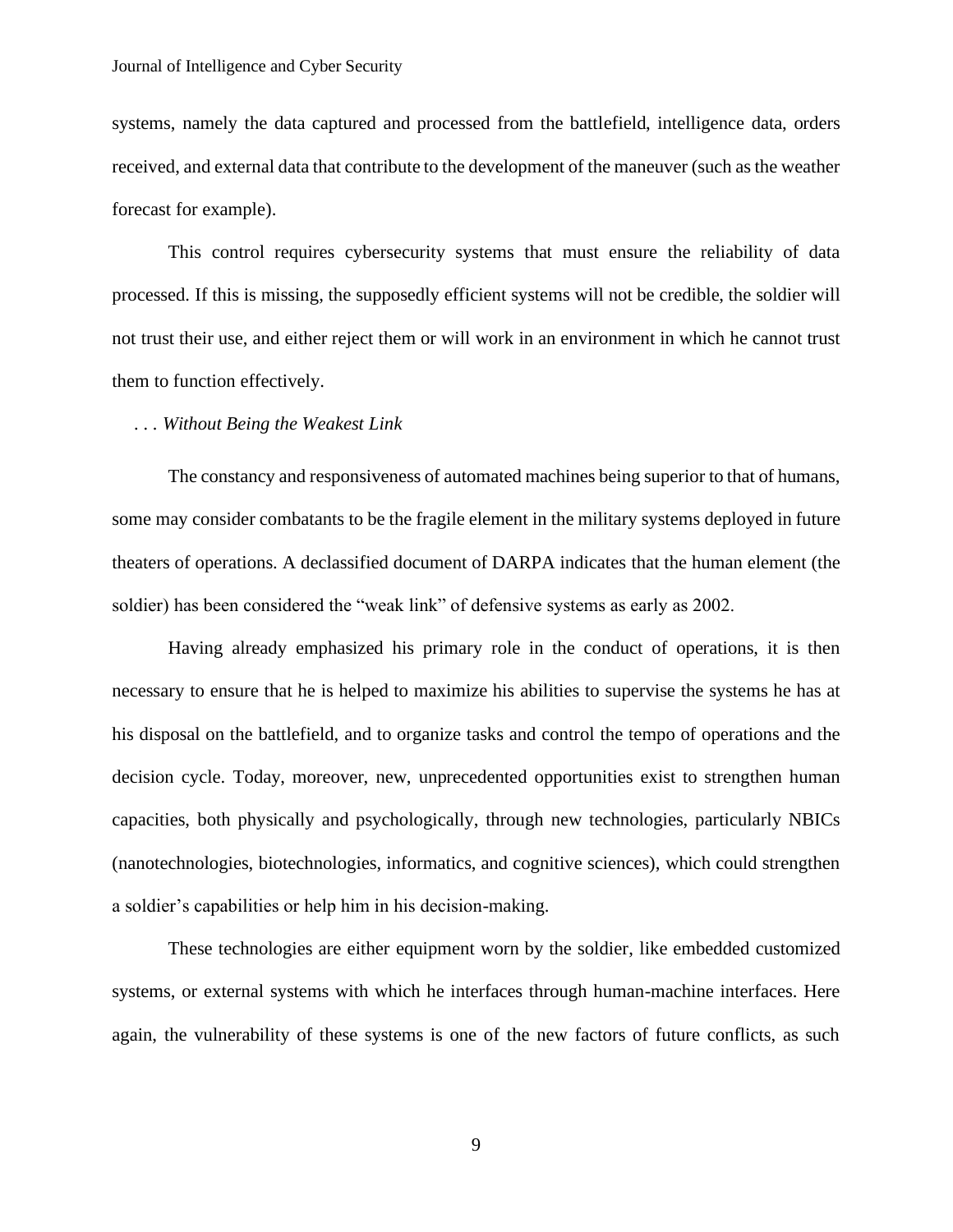systems, namely the data captured and processed from the battlefield, intelligence data, orders received, and external data that contribute to the development of the maneuver (such as the weather forecast for example).

This control requires cybersecurity systems that must ensure the reliability of data processed. If this is missing, the supposedly efficient systems will not be credible, the soldier will not trust their use, and either reject them or will work in an environment in which he cannot trust them to function effectively.

### *. . . Without Being the Weakest Link*

The constancy and responsiveness of automated machines being superior to that of humans, some may consider combatants to be the fragile element in the military systems deployed in future theaters of operations. A declassified document of DARPA indicates that the human element (the soldier) has been considered the "weak link" of defensive systems as early as 2002.

Having already emphasized his primary role in the conduct of operations, it is then necessary to ensure that he is helped to maximize his abilities to supervise the systems he has at his disposal on the battlefield, and to organize tasks and control the tempo of operations and the decision cycle. Today, moreover, new, unprecedented opportunities exist to strengthen human capacities, both physically and psychologically, through new technologies, particularly NBICs (nanotechnologies, biotechnologies, informatics, and cognitive sciences), which could strengthen a soldier's capabilities or help him in his decision-making.

These technologies are either equipment worn by the soldier, like embedded customized systems, or external systems with which he interfaces through human-machine interfaces. Here again, the vulnerability of these systems is one of the new factors of future conflicts, as such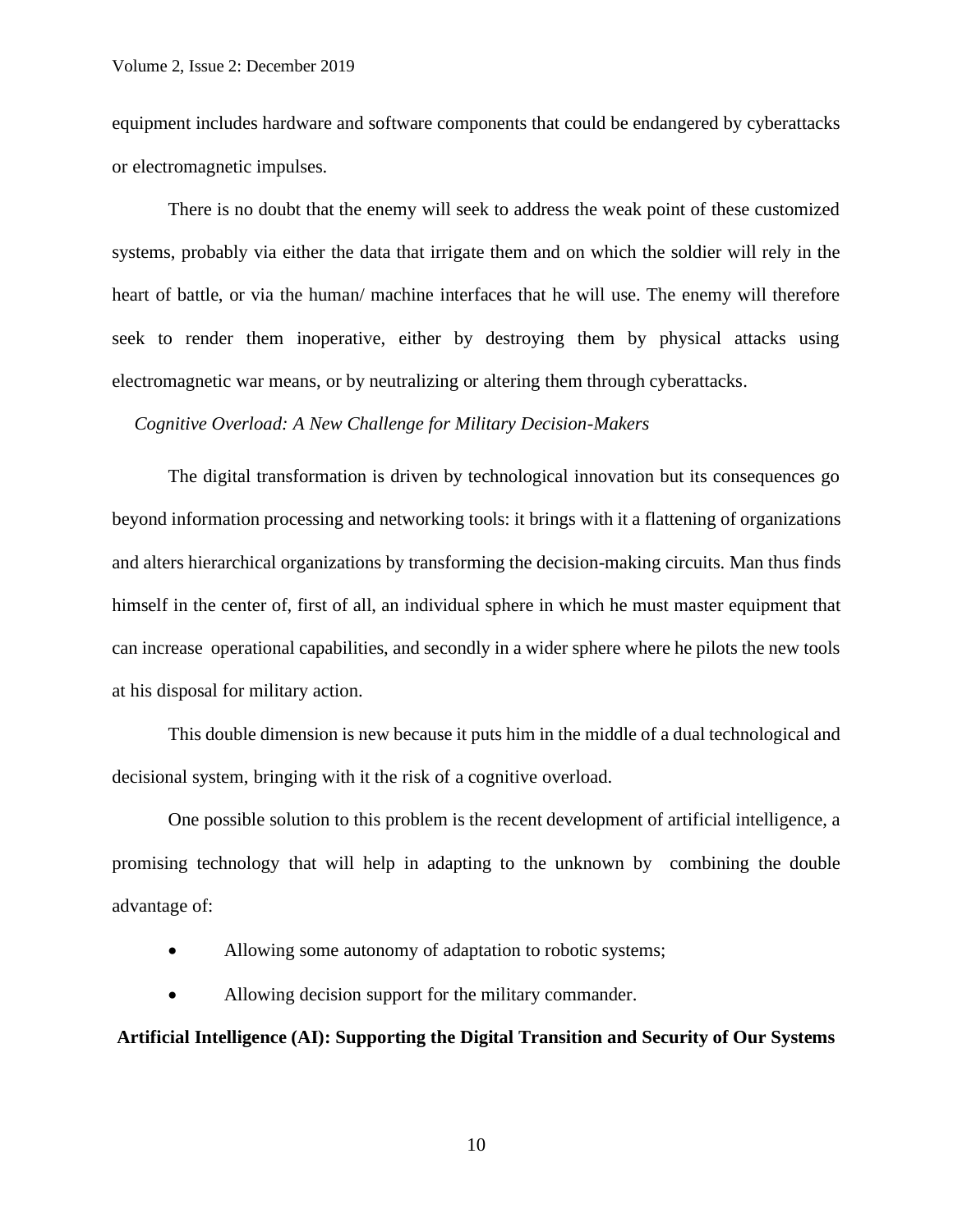equipment includes hardware and software components that could be endangered by cyberattacks or electromagnetic impulses.

There is no doubt that the enemy will seek to address the weak point of these customized systems, probably via either the data that irrigate them and on which the soldier will rely in the heart of battle, or via the human/ machine interfaces that he will use. The enemy will therefore seek to render them inoperative, either by destroying them by physical attacks using electromagnetic war means, or by neutralizing or altering them through cyberattacks.

### *Cognitive Overload: A New Challenge for Military Decision-Makers*

The digital transformation is driven by technological innovation but its consequences go beyond information processing and networking tools: it brings with it a flattening of organizations and alters hierarchical organizations by transforming the decision-making circuits. Man thus finds himself in the center of, first of all, an individual sphere in which he must master equipment that can increase operational capabilities, and secondly in a wider sphere where he pilots the new tools at his disposal for military action.

This double dimension is new because it puts him in the middle of a dual technological and decisional system, bringing with it the risk of a cognitive overload.

One possible solution to this problem is the recent development of artificial intelligence, a promising technology that will help in adapting to the unknown by combining the double advantage of:

- Allowing some autonomy of adaptation to robotic systems;
- Allowing decision support for the military commander.

## **Artificial Intelligence (AI): Supporting the Digital Transition and Security of Our Systems**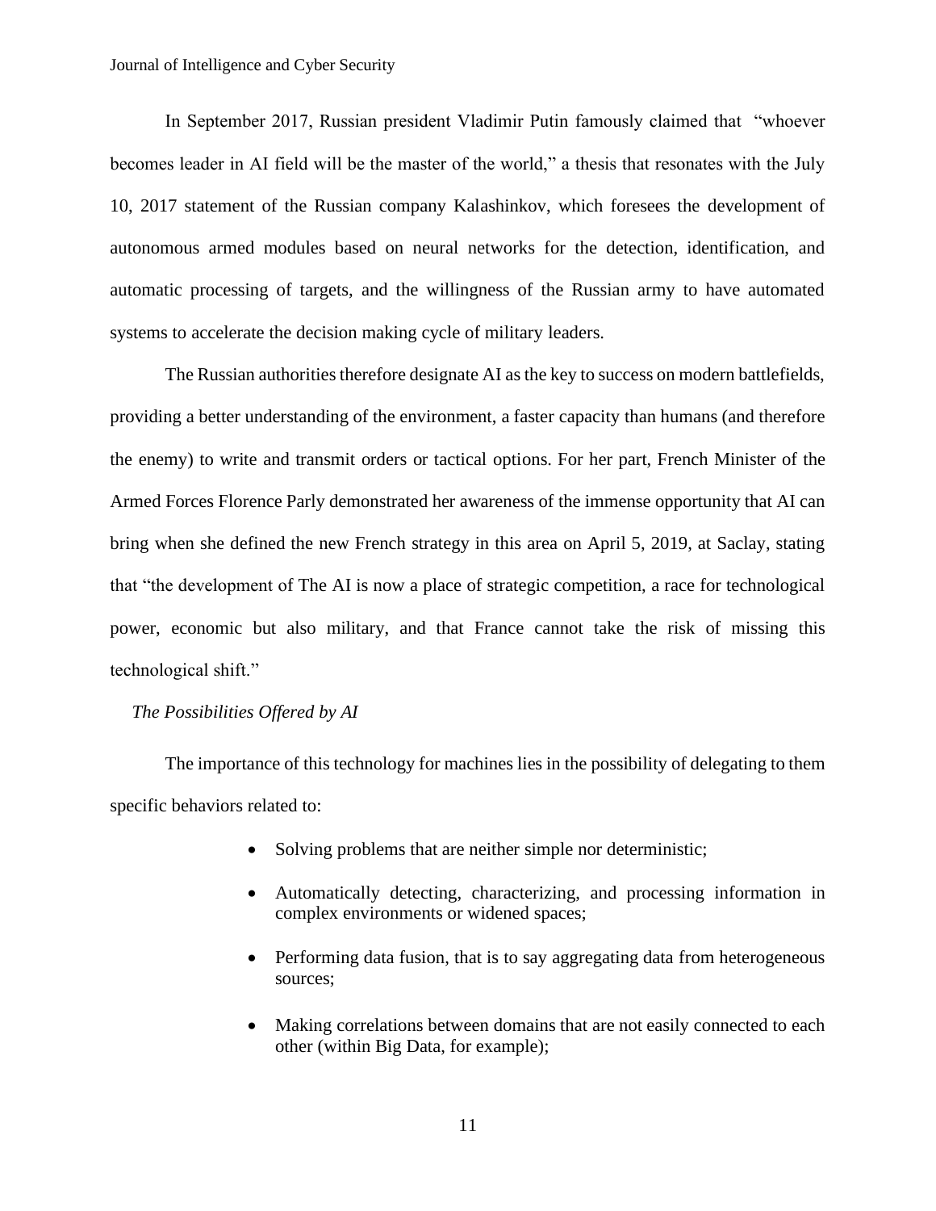In September 2017, Russian president Vladimir Putin famously claimed that "whoever becomes leader in AI field will be the master of the world," a thesis that resonates with the July 10, 2017 statement of the Russian company Kalashinkov, which foresees the development of autonomous armed modules based on neural networks for the detection, identification, and automatic processing of targets, and the willingness of the Russian army to have automated systems to accelerate the decision making cycle of military leaders.

The Russian authorities therefore designate AI as the key to success on modern battlefields, providing a better understanding of the environment, a faster capacity than humans (and therefore the enemy) to write and transmit orders or tactical options. For her part, French Minister of the Armed Forces Florence Parly demonstrated her awareness of the immense opportunity that AI can bring when she defined the new French strategy in this area on April 5, 2019, at Saclay, stating that "the development of The AI is now a place of strategic competition, a race for technological power, economic but also military, and that France cannot take the risk of missing this technological shift."

### *The Possibilities Offered by AI*

The importance of this technology for machines lies in the possibility of delegating to them specific behaviors related to:

- Solving problems that are neither simple nor deterministic;
- Automatically detecting, characterizing, and processing information in complex environments or widened spaces;
- Performing data fusion, that is to say aggregating data from heterogeneous sources;
- Making correlations between domains that are not easily connected to each other (within Big Data, for example);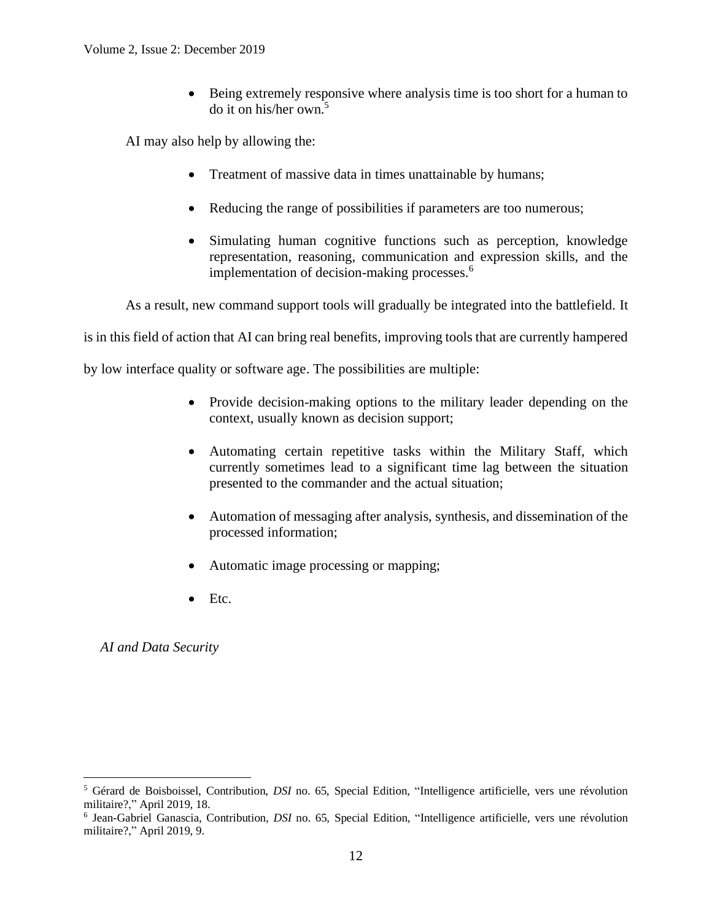- Being extremely responsive where analysis time is too short for a human to do it on his/her own.[5]

AI may also help by allowing the:

- Treatment of massive data in times unattainable by humans;
- Reducing the range of possibilities if parameters are too numerous;
- Simulating human cognitive functions such as perception, knowledge representation, reasoning, communication and expression skills, and the implementation of decision-making processes.[6]

As a result, new command support tools will gradually be integrated into the battlefield. It is in this field of action that AI can bring real benefits, improving tools that are currently hampered by low interface quality or software age. The possibilities are multiple:

- Provide decision-making options to the military leader depending on the context, usually known as decision support;
- Automating certain repetitive tasks within the Military Staff, which currently sometimes lead to a significant time lag between the situation presented to the commander and the actual situation;
- Automation of messaging after analysis, synthesis, and dissemination of the processed information;
- Automatic image processing or mapping;
- Etc.

*AI and Data Security*

---

[5] Gérard de Boisboissel, Contribution, *DSI* no. 65, Special Edition, "Intelligence artificielle, vers une révolution militaire?," April 2019, 18.

[6] Jean-Gabriel Ganascia, Contribution, *DSI* no. 65, Special Edition, "Intelligence artificielle, vers une révolution militaire?," April 2019, 9.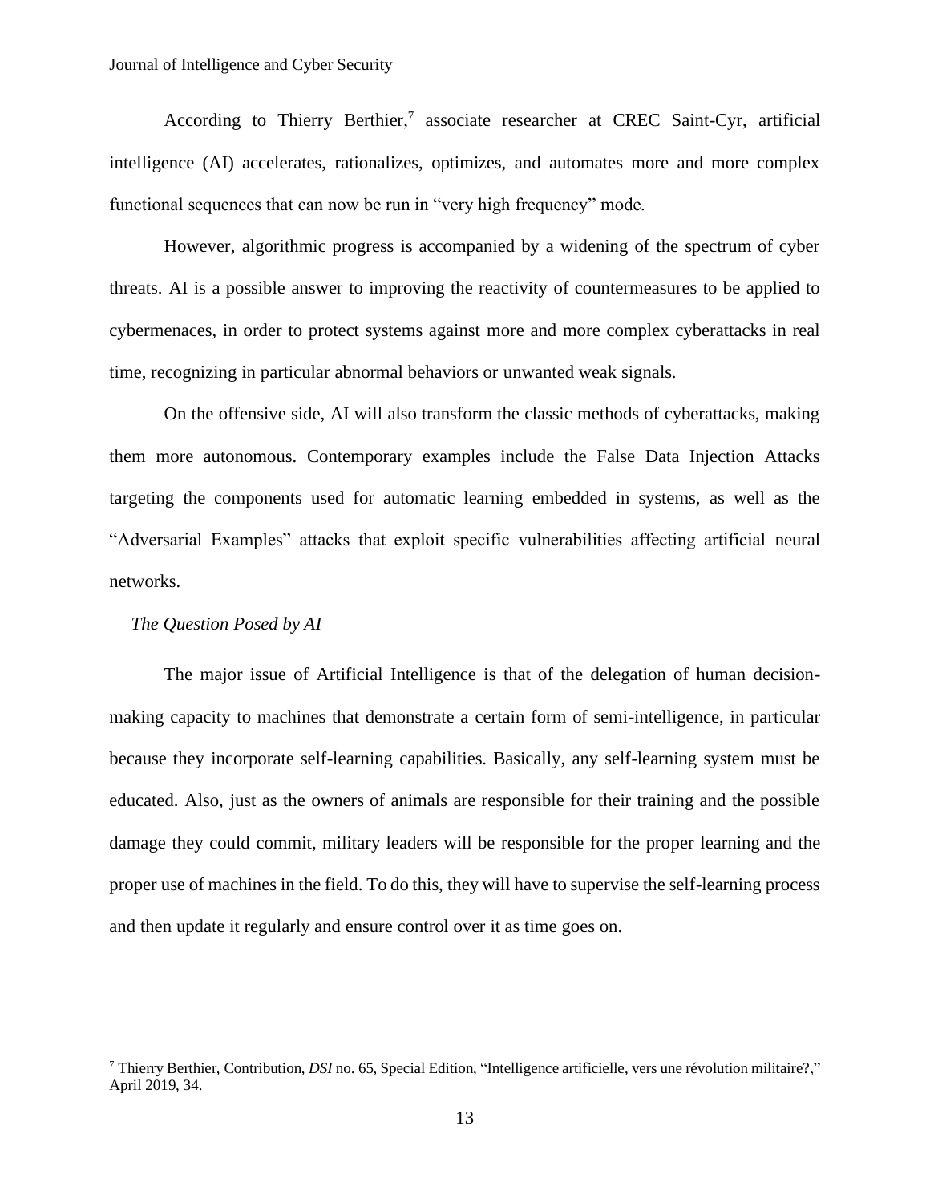According to Thierry Berthier,[7] associate researcher at CREC Saint-Cyr, artificial intelligence (AI) accelerates, rationalizes, optimizes, and automates more and more complex functional sequences that can now be run in "very high frequency" mode.

However, algorithmic progress is accompanied by a widening of the spectrum of cyber threats. AI is a possible answer to improving the reactivity of countermeasures to be applied to cybermenaces, in order to protect systems against more and more complex cyberattacks in real time, recognizing in particular abnormal behaviors or unwanted weak signals.

On the offensive side, AI will also transform the classic methods of cyberattacks, making them more autonomous. Contemporary examples include the False Data Injection Attacks targeting the components used for automatic learning embedded in systems, as well as the "Adversarial Examples" attacks that exploit specific vulnerabilities affecting artificial neural networks.

### *The Question Posed by AI*

The major issue of Artificial Intelligence is that of the delegation of human decision-making capacity to machines that demonstrate a certain form of semi-intelligence, in particular because they incorporate self-learning capabilities. Basically, any self-learning system must be educated. Also, just as the owners of animals are responsible for their training and the possible damage they could commit, military leaders will be responsible for the proper learning and the proper use of machines in the field. To do this, they will have to supervise the self-learning process and then update it regularly and ensure control over it as time goes on.

---

[7] Thierry Berthier, Contribution, *DSI* no. 65, Special Edition, "Intelligence artificielle, vers une révolution militaire?," April 2019, 34.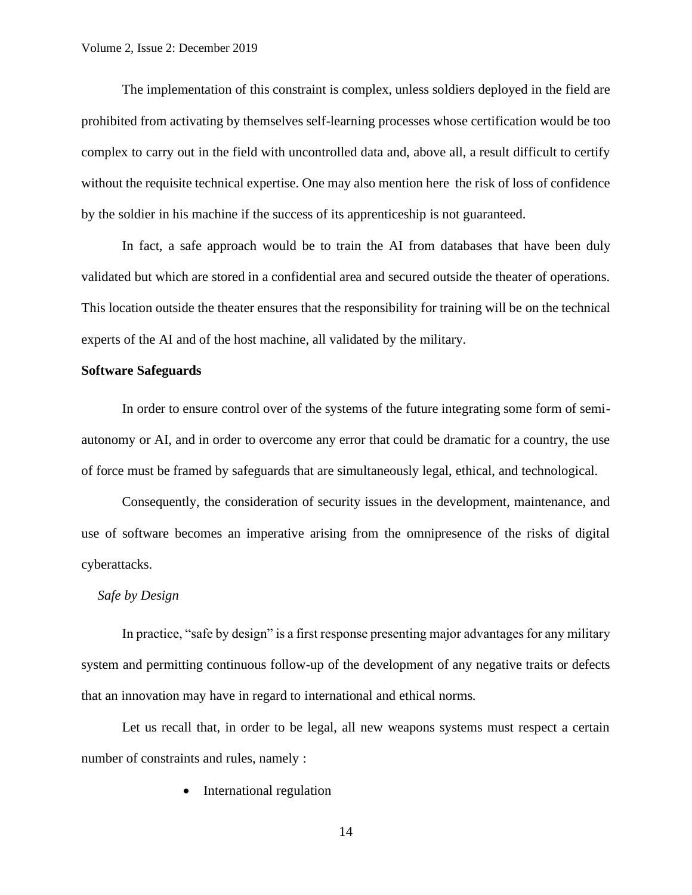The implementation of this constraint is complex, unless soldiers deployed in the field are prohibited from activating by themselves self-learning processes whose certification would be too complex to carry out in the field with uncontrolled data and, above all, a result difficult to certify without the requisite technical expertise. One may also mention here the risk of loss of confidence by the soldier in his machine if the success of its apprenticeship is not guaranteed.

In fact, a safe approach would be to train the AI from databases that have been duly validated but which are stored in a confidential area and secured outside the theater of operations. This location outside the theater ensures that the responsibility for training will be on the technical experts of the AI and of the host machine, all validated by the military.

**Software Safeguards**

In order to ensure control over of the systems of the future integrating some form of semi-autonomy or AI, and in order to overcome any error that could be dramatic for a country, the use of force must be framed by safeguards that are simultaneously legal, ethical, and technological.

Consequently, the consideration of security issues in the development, maintenance, and use of software becomes an imperative arising from the omnipresence of the risks of digital cyberattacks.

*Safe by Design*

In practice, "safe by design" is a first response presenting major advantages for any military system and permitting continuous follow-up of the development of any negative traits or defects that an innovation may have in regard to international and ethical norms.

Let us recall that, in order to be legal, all new weapons systems must respect a certain number of constraints and rules, namely :

- International regulation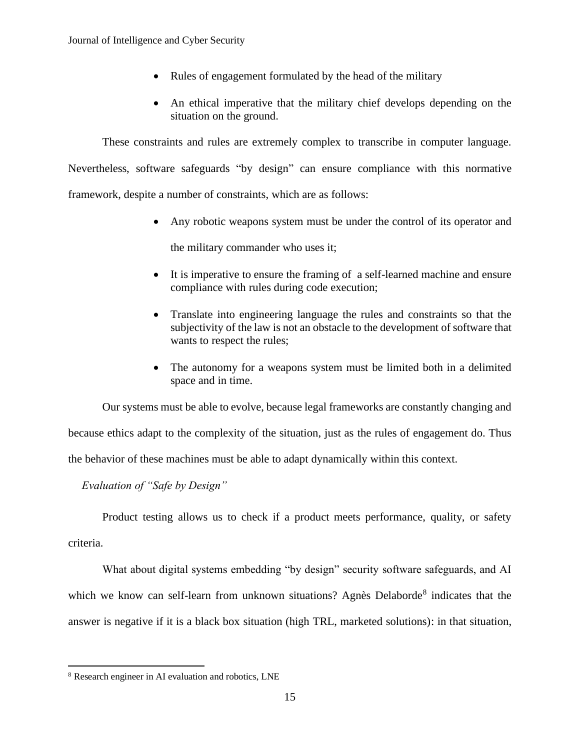- Rules of engagement formulated by the head of the military
- An ethical imperative that the military chief develops depending on the situation on the ground.

These constraints and rules are extremely complex to transcribe in computer language. Nevertheless, software safeguards "by design" can ensure compliance with this normative framework, despite a number of constraints, which are as follows:

- Any robotic weapons system must be under the control of its operator and the military commander who uses it;
- It is imperative to ensure the framing of a self-learned machine and ensure compliance with rules during code execution;
- Translate into engineering language the rules and constraints so that the subjectivity of the law is not an obstacle to the development of software that wants to respect the rules;
- The autonomy for a weapons system must be limited both in a delimited space and in time.

Our systems must be able to evolve, because legal frameworks are constantly changing and because ethics adapt to the complexity of the situation, just as the rules of engagement do. Thus the behavior of these machines must be able to adapt dynamically within this context.

*Evaluation of "Safe by Design"*

Product testing allows us to check if a product meets performance, quality, or safety criteria.

What about digital systems embedding "by design" security software safeguards, and AI which we know can self-learn from unknown situations? Agnès Delaborde[8] indicates that the answer is negative if it is a black box situation (high TRL, marketed solutions): in that situation,

[8] Research engineer in AI evaluation and robotics, LNE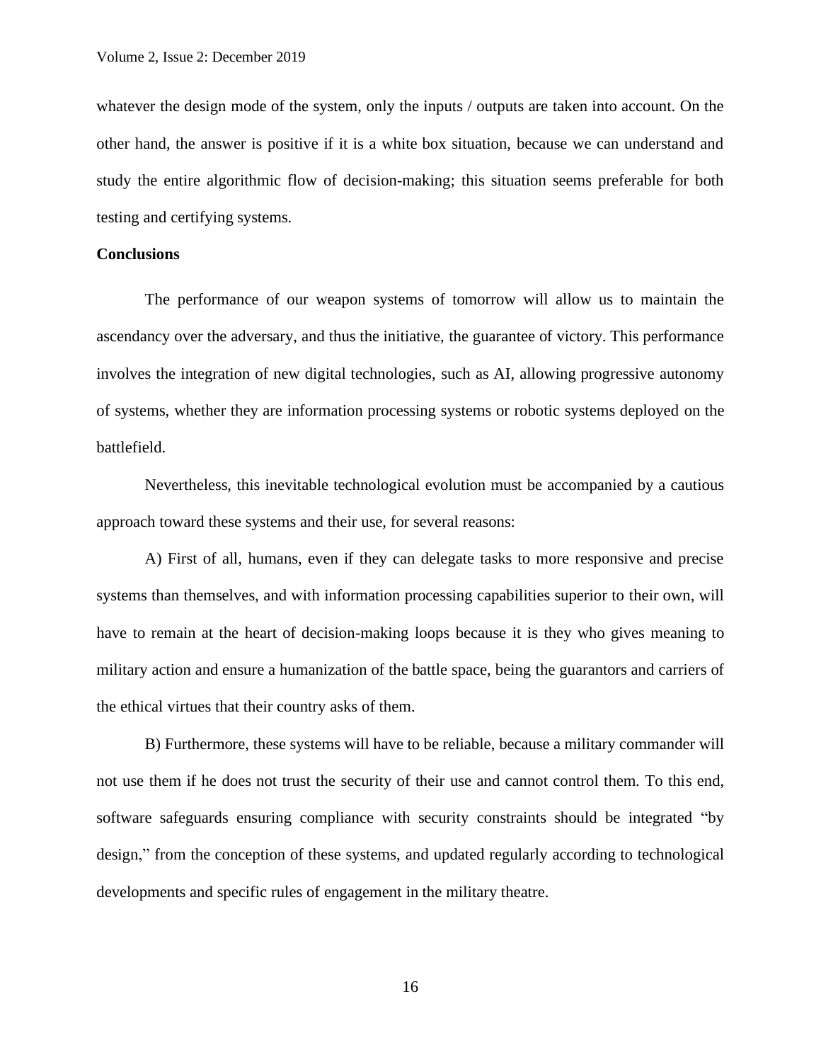whatever the design mode of the system, only the inputs / outputs are taken into account. On the other hand, the answer is positive if it is a white box situation, because we can understand and study the entire algorithmic flow of decision-making; this situation seems preferable for both testing and certifying systems.

**Conclusions**

The performance of our weapon systems of tomorrow will allow us to maintain the ascendancy over the adversary, and thus the initiative, the guarantee of victory. This performance involves the integration of new digital technologies, such as AI, allowing progressive autonomy of systems, whether they are information processing systems or robotic systems deployed on the battlefield.

Nevertheless, this inevitable technological evolution must be accompanied by a cautious approach toward these systems and their use, for several reasons:

A) First of all, humans, even if they can delegate tasks to more responsive and precise systems than themselves, and with information processing capabilities superior to their own, will have to remain at the heart of decision-making loops because it is they who gives meaning to military action and ensure a humanization of the battle space, being the guarantors and carriers of the ethical virtues that their country asks of them.

B) Furthermore, these systems will have to be reliable, because a military commander will not use them if he does not trust the security of their use and cannot control them. To this end, software safeguards ensuring compliance with security constraints should be integrated "by design," from the conception of these systems, and updated regularly according to technological developments and specific rules of engagement in the military theatre.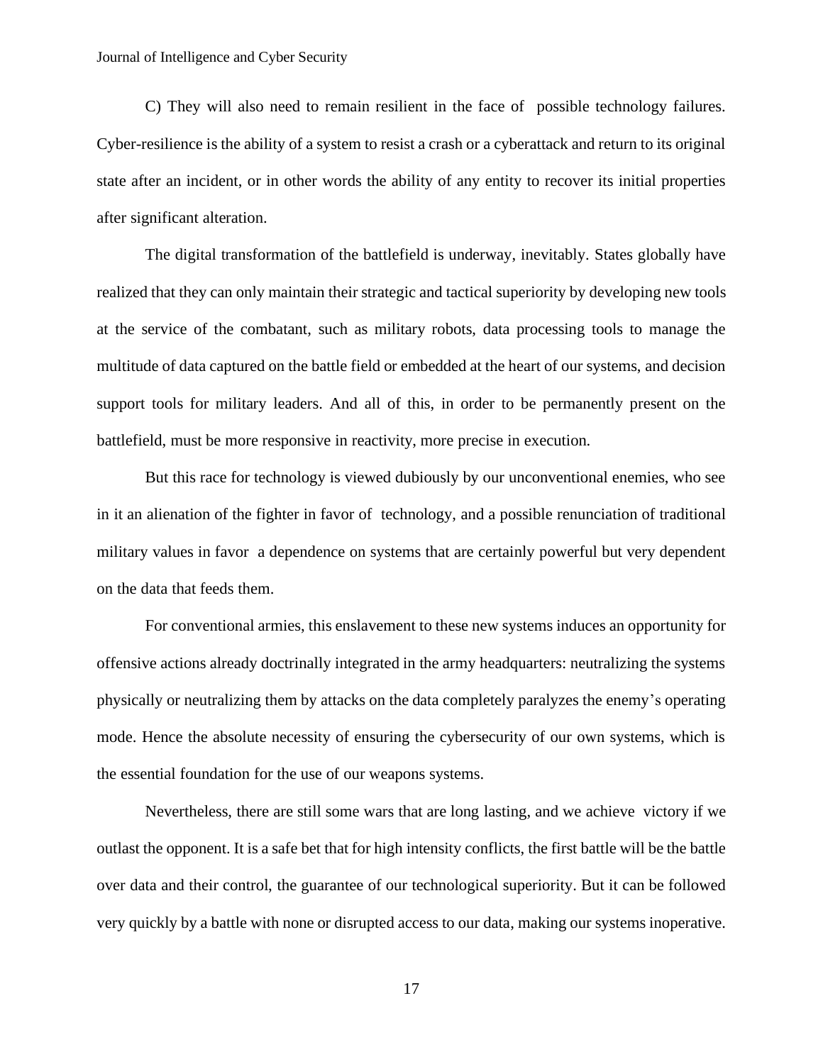C) They will also need to remain resilient in the face of possible technology failures. Cyber-resilience is the ability of a system to resist a crash or a cyberattack and return to its original state after an incident, or in other words the ability of any entity to recover its initial properties after significant alteration.

The digital transformation of the battlefield is underway, inevitably. States globally have realized that they can only maintain their strategic and tactical superiority by developing new tools at the service of the combatant, such as military robots, data processing tools to manage the multitude of data captured on the battle field or embedded at the heart of our systems, and decision support tools for military leaders. And all of this, in order to be permanently present on the battlefield, must be more responsive in reactivity, more precise in execution.

But this race for technology is viewed dubiously by our unconventional enemies, who see in it an alienation of the fighter in favor of technology, and a possible renunciation of traditional military values in favor a dependence on systems that are certainly powerful but very dependent on the data that feeds them.

For conventional armies, this enslavement to these new systems induces an opportunity for offensive actions already doctrinally integrated in the army headquarters: neutralizing the systems physically or neutralizing them by attacks on the data completely paralyzes the enemy's operating mode. Hence the absolute necessity of ensuring the cybersecurity of our own systems, which is the essential foundation for the use of our weapons systems.

Nevertheless, there are still some wars that are long lasting, and we achieve victory if we outlast the opponent. It is a safe bet that for high intensity conflicts, the first battle will be the battle over data and their control, the guarantee of our technological superiority. But it can be followed very quickly by a battle with none or disrupted access to our data, making our systems inoperative.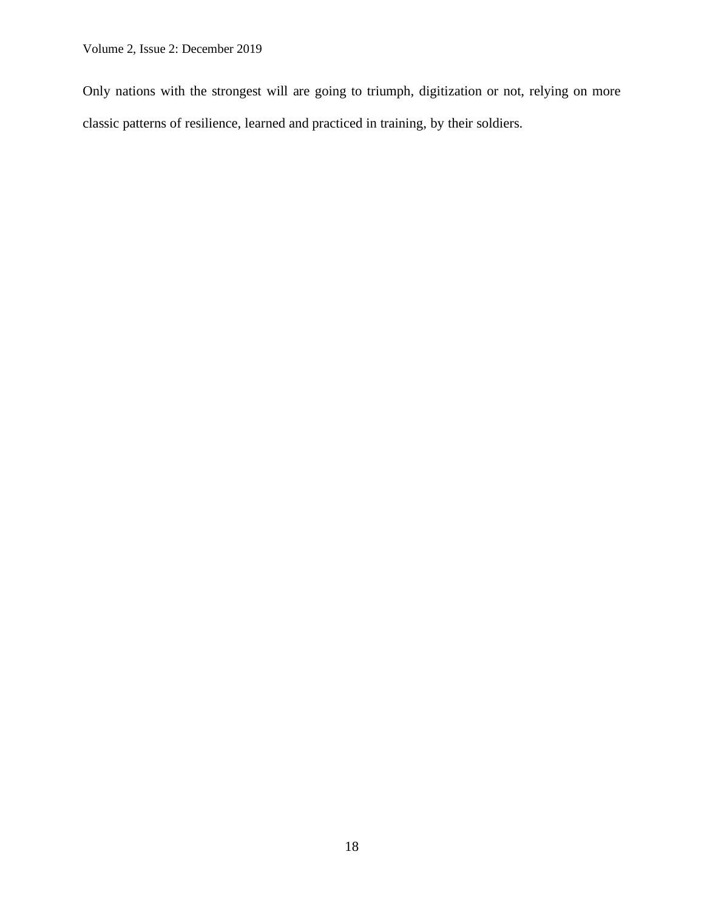Only nations with the strongest will are going to triumph, digitization or not, relying on more classic patterns of resilience, learned and practiced in training, by their soldiers.